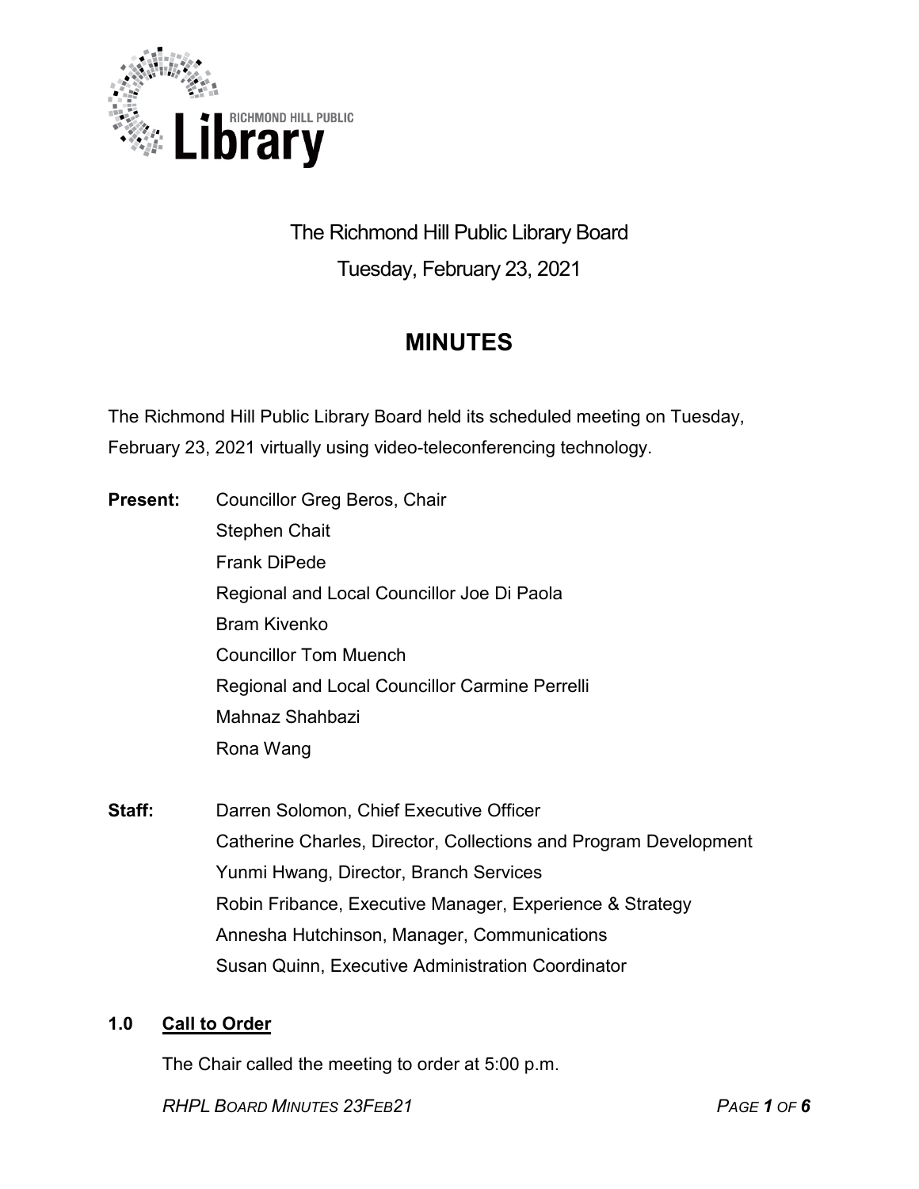RICHMOND HILL PUBLIC **Library**

The Richmond Hill Public Library Board

Tuesday, February 23, 2021

# MINUTES

The Richmond Hill Public Library Board held its scheduled meeting on Tuesday, February 23, 2021 virtually using video-teleconferencing technology.

**Present:**
Councillor Greg Beros, Chair
Stephen Chait
Frank DiPede
Regional and Local Councillor Joe Di Paola
Bram Kivenko
Councillor Tom Muench
Regional and Local Councillor Carmine Perrelli
Mahnaz Shahbazi
Rona Wang

**Staff:**
Darren Solomon, Chief Executive Officer
Catherine Charles, Director, Collections and Program Development
Yunmi Hwang, Director, Branch Services
Robin Fribance, Executive Manager, Experience & Strategy
Annesha Hutchinson, Manager, Communications
Susan Quinn, Executive Administration Coordinator

## 1.0 Call to Order

The Chair called the meeting to order at 5:00 p.m.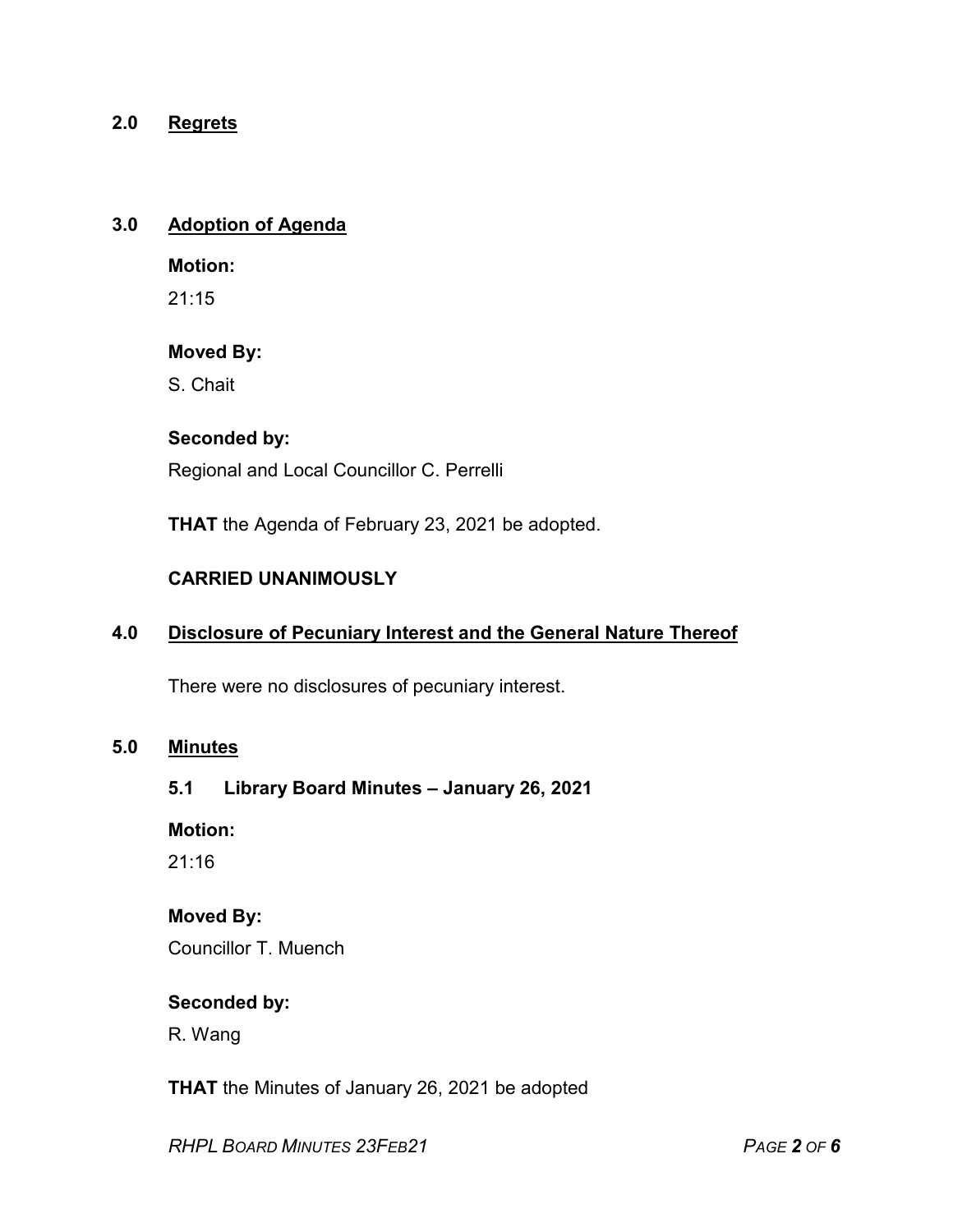## 2.0 Regrets

## 3.0 Adoption of Agenda

**Motion:**

21:15

**Moved By:**

S. Chait

**Seconded by:**

Regional and Local Councillor C. Perrelli

**THAT** the Agenda of February 23, 2021 be adopted.

**CARRIED UNANIMOUSLY**

## 4.0 Disclosure of Pecuniary Interest and the General Nature Thereof

There were no disclosures of pecuniary interest.

## 5.0 Minutes

### 5.1 Library Board Minutes – January 26, 2021

**Motion:**

21:16

**Moved By:**

Councillor T. Muench

**Seconded by:**

R. Wang

**THAT** the Minutes of January 26, 2021 be adopted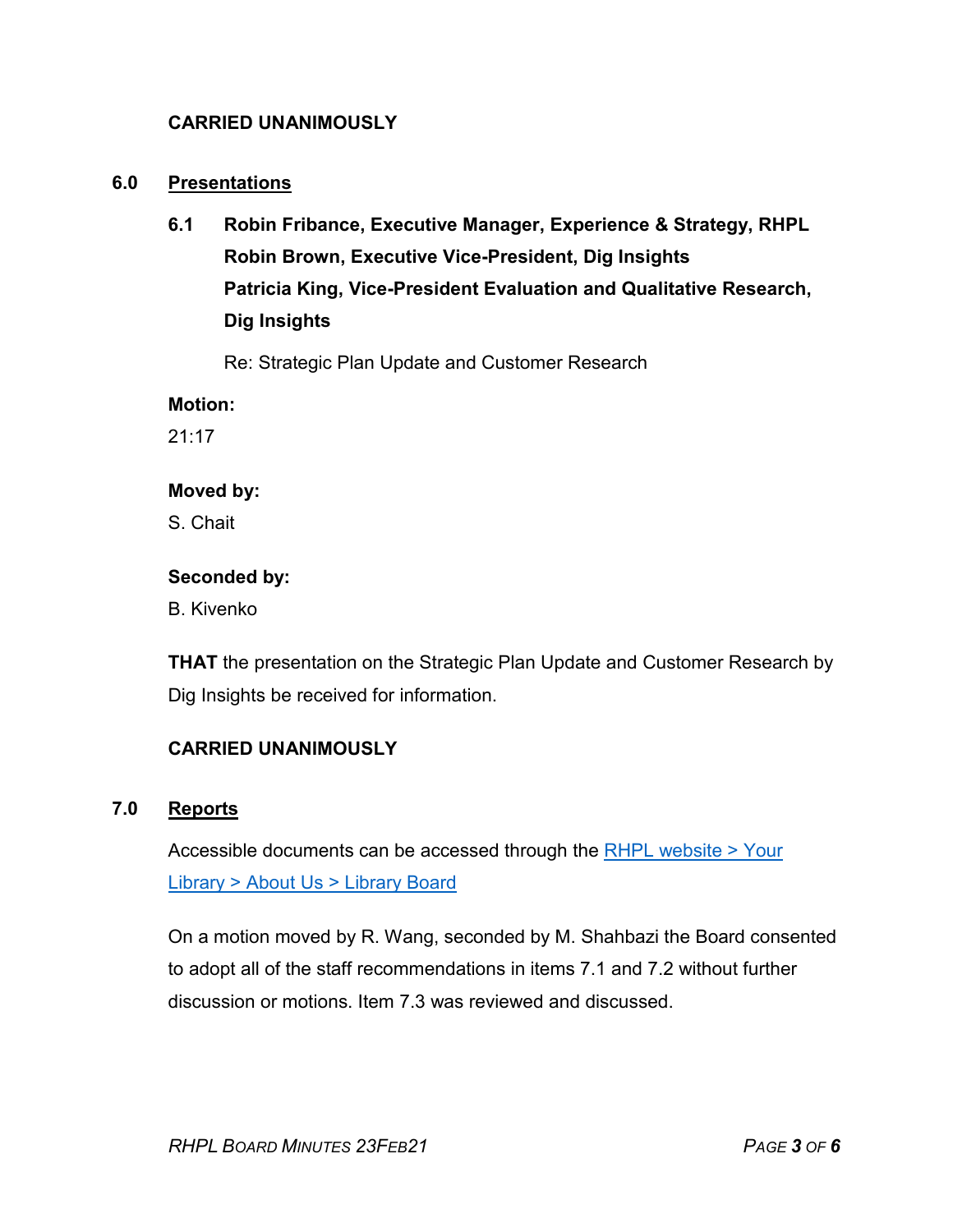**CARRIED UNANIMOUSLY**

## 6.0 Presentations

### 6.1 Robin Fribance, Executive Manager, Experience & Strategy, RHPL  
Robin Brown, Executive Vice-President, Dig Insights  
Patricia King, Vice-President Evaluation and Qualitative Research, Dig Insights

Re: Strategic Plan Update and Customer Research

**Motion:**  
21:17

**Moved by:**  
S. Chait

**Seconded by:**  
B. Kivenko

**THAT** the presentation on the Strategic Plan Update and Customer Research by Dig Insights be received for information.

**CARRIED UNANIMOUSLY**

## 7.0 Reports

Accessible documents can be accessed through the [RHPL website > Your Library > About Us > Library Board]

On a motion moved by R. Wang, seconded by M. Shahbazi the Board consented to adopt all of the staff recommendations in items 7.1 and 7.2 without further discussion or motions. Item 7.3 was reviewed and discussed.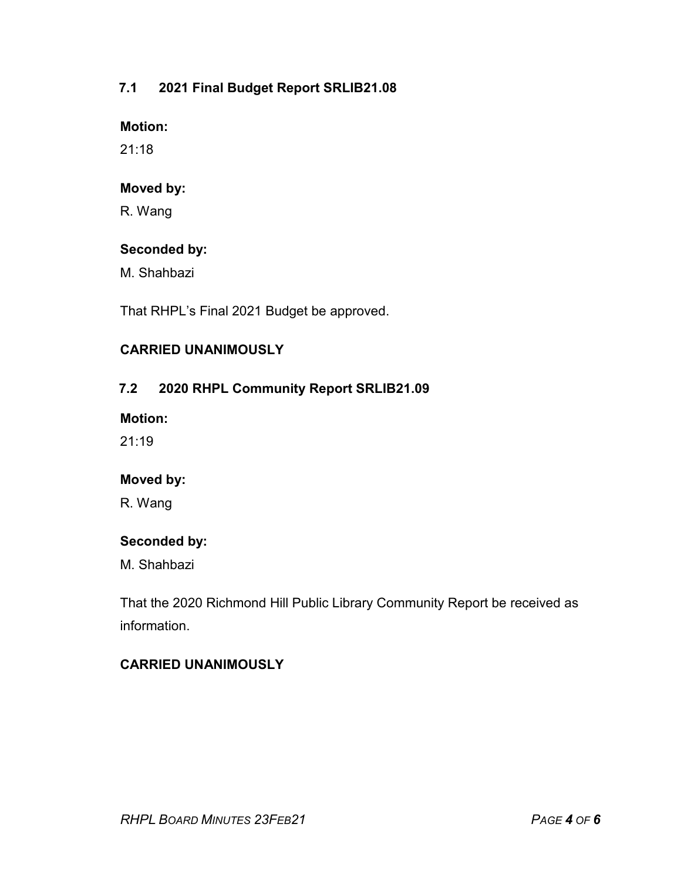### 7.1 2021 Final Budget Report SRLIB21.08

**Motion:**

21:18

**Moved by:**

R. Wang

**Seconded by:**

M. Shahbazi

That RHPL's Final 2021 Budget be approved.

**CARRIED UNANIMOUSLY**

### 7.2 2020 RHPL Community Report SRLIB21.09

**Motion:**

21:19

**Moved by:**

R. Wang

**Seconded by:**

M. Shahbazi

That the 2020 Richmond Hill Public Library Community Report be received as information.

**CARRIED UNANIMOUSLY**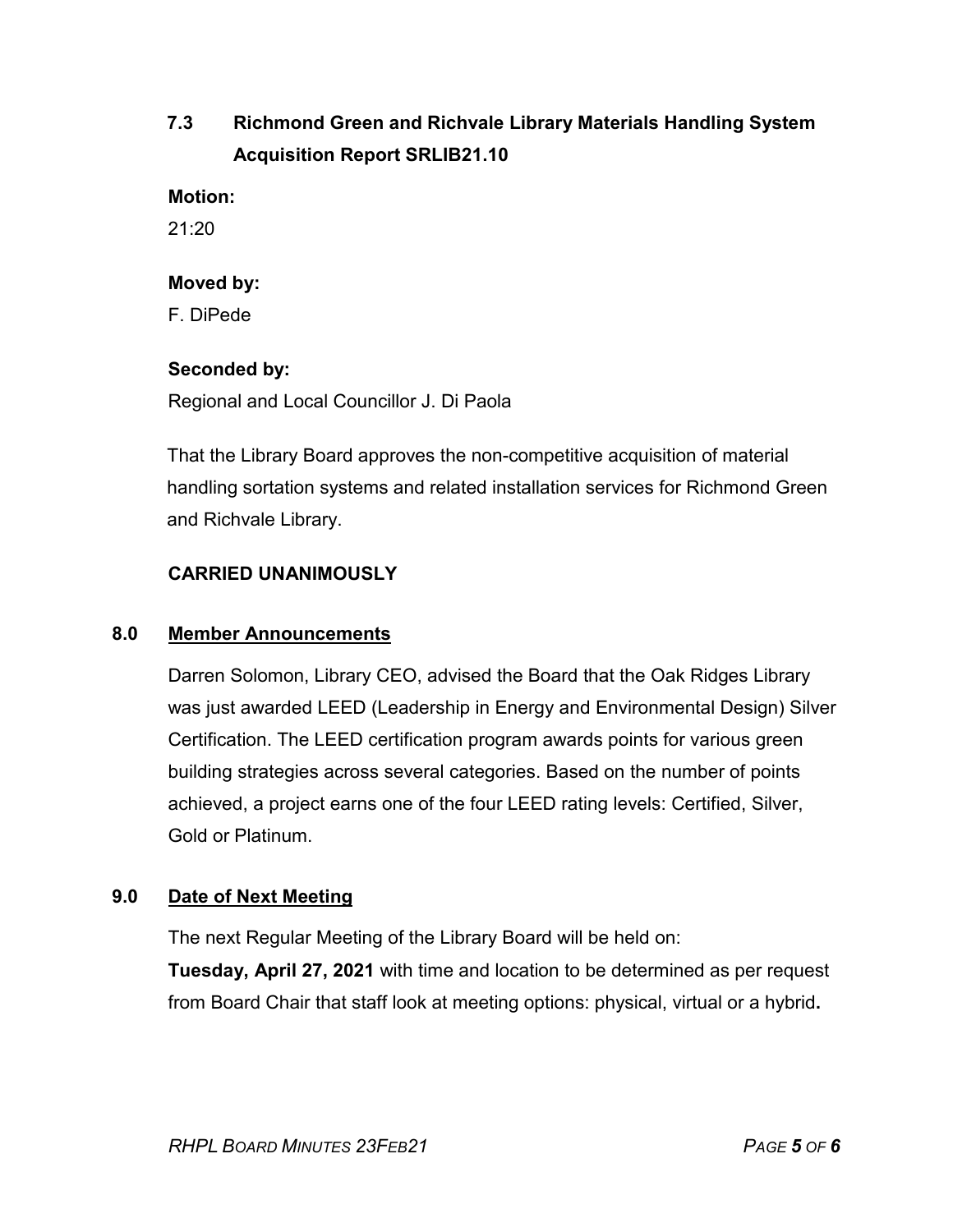### 7.3 Richmond Green and Richvale Library Materials Handling System Acquisition Report SRLIB21.10

**Motion:**
21:20

**Moved by:**
F. DiPede

**Seconded by:**
Regional and Local Councillor J. Di Paola

That the Library Board approves the non-competitive acquisition of material handling sortation systems and related installation services for Richmond Green and Richvale Library.

**CARRIED UNANIMOUSLY**

## 8.0 Member Announcements

Darren Solomon, Library CEO, advised the Board that the Oak Ridges Library was just awarded LEED (Leadership in Energy and Environmental Design) Silver Certification. The LEED certification program awards points for various green building strategies across several categories. Based on the number of points achieved, a project earns one of the four LEED rating levels: Certified, Silver, Gold or Platinum.

## 9.0 Date of Next Meeting

The next Regular Meeting of the Library Board will be held on:
**Tuesday, April 27, 2021** with time and location to be determined as per request from Board Chair that staff look at meeting options: physical, virtual or a hybrid**.**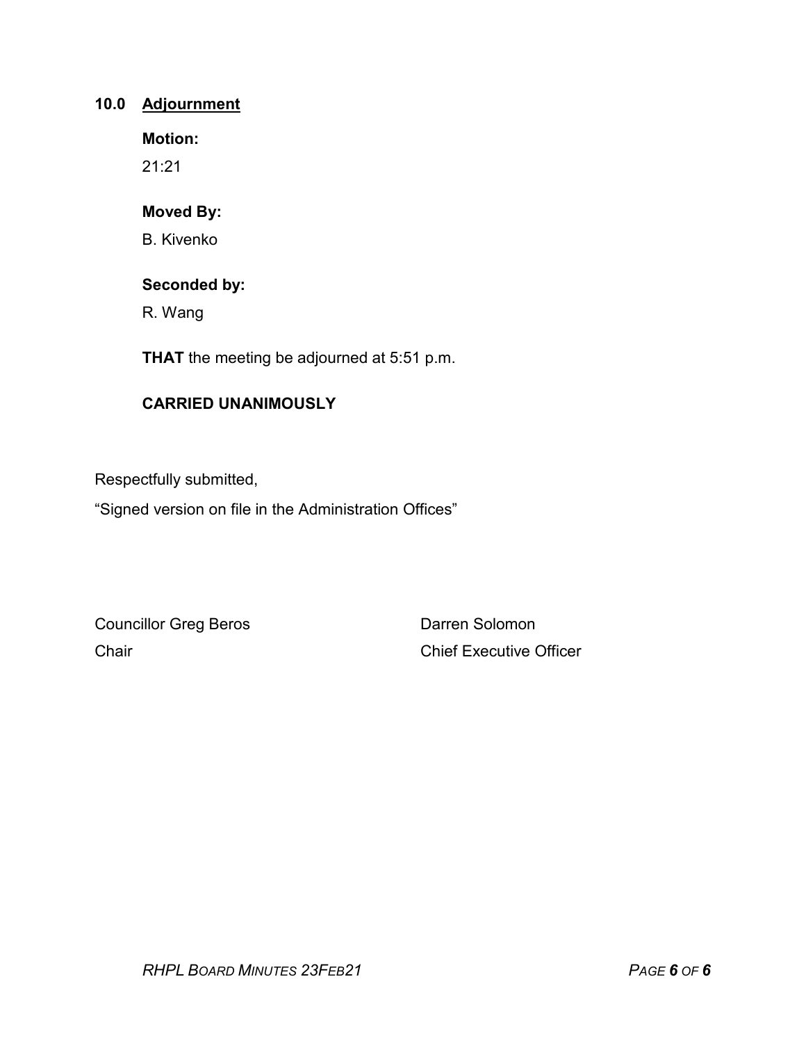## 10.0 Adjournment

**Motion:**

21:21

**Moved By:**

B. Kivenko

**Seconded by:**

R. Wang

**THAT** the meeting be adjourned at 5:51 p.m.

**CARRIED UNANIMOUSLY**

Respectfully submitted,

“Signed version on file in the Administration Offices”

Councillor Greg Beros
Chair

Darren Solomon
Chief Executive Officer